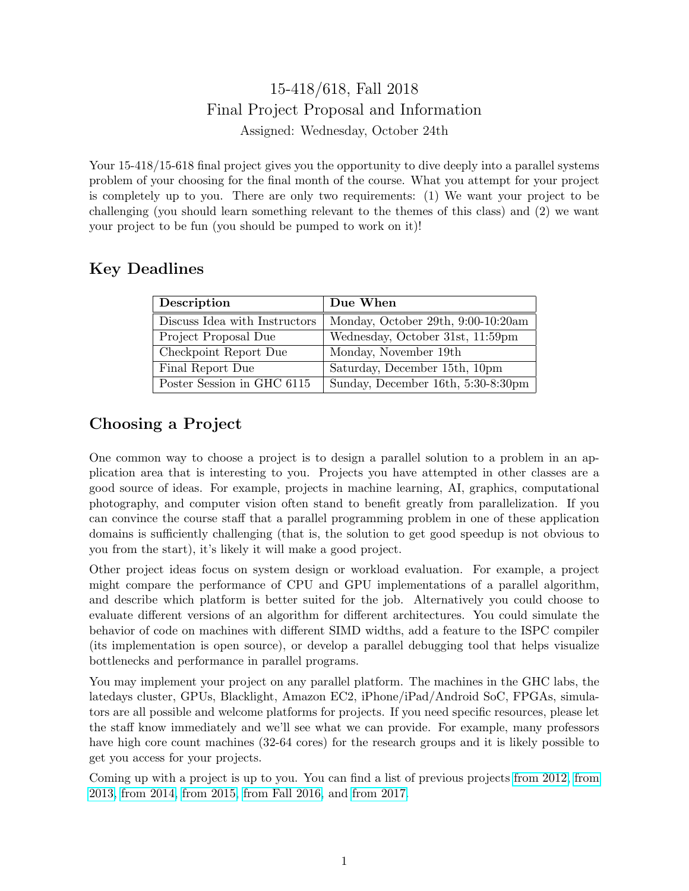# 15-418/618, Fall 2018
# Final Project Proposal and Information

Assigned: Wednesday, October 24th

Your 15-418/15-618 final project gives you the opportunity to dive deeply into a parallel systems problem of your choosing for the final month of the course. What you attempt for your project is completely up to you. There are only two requirements: (1) We want your project to be challenging (you should learn something relevant to the themes of this class) and (2) we want your project to be fun (you should be pumped to work on it)!

## Key Deadlines

| Description | Due When |
| --- | --- |
| Discuss Idea with Instructors | Monday, October 29th, 9:00-10:20am |
| Project Proposal Due | Wednesday, October 31st, 11:59pm |
| Checkpoint Report Due | Monday, November 19th |
| Final Report Due | Saturday, December 15th, 10pm |
| Poster Session in GHC 6115 | Sunday, December 16th, 5:30-8:30pm |

## Choosing a Project

One common way to choose a project is to design a parallel solution to a problem in an application area that is interesting to you. Projects you have attempted in other classes are a good source of ideas. For example, projects in machine learning, AI, graphics, computational photography, and computer vision often stand to benefit greatly from parallelization. If you can convince the course staff that a parallel programming problem in one of these application domains is sufficiently challenging (that is, the solution to get good speedup is not obvious to you from the start), it's likely it will make a good project.

Other project ideas focus on system design or workload evaluation. For example, a project might compare the performance of CPU and GPU implementations of a parallel algorithm, and describe which platform is better suited for the job. Alternatively you could choose to evaluate different versions of an algorithm for different architectures. You could simulate the behavior of code on machines with different SIMD widths, add a feature to the ISPC compiler (its implementation is open source), or develop a parallel debugging tool that helps visualize bottlenecks and performance in parallel programs.

You may implement your project on any parallel platform. The machines in the GHC labs, the latedays cluster, GPUs, Blacklight, Amazon EC2, iPhone/iPad/Android SoC, FPGAs, simulators are all possible and welcome platforms for projects. If you need specific resources, please let the staff know immediately and we'll see what we can provide. For example, many professors have high core count machines (32-64 cores) for the research groups and it is likely possible to get you access for your projects.

Coming up with a project is up to you. You can find a list of previous projects from 2012, from 2013, from 2014, from 2015, from Fall 2016, and from 2017.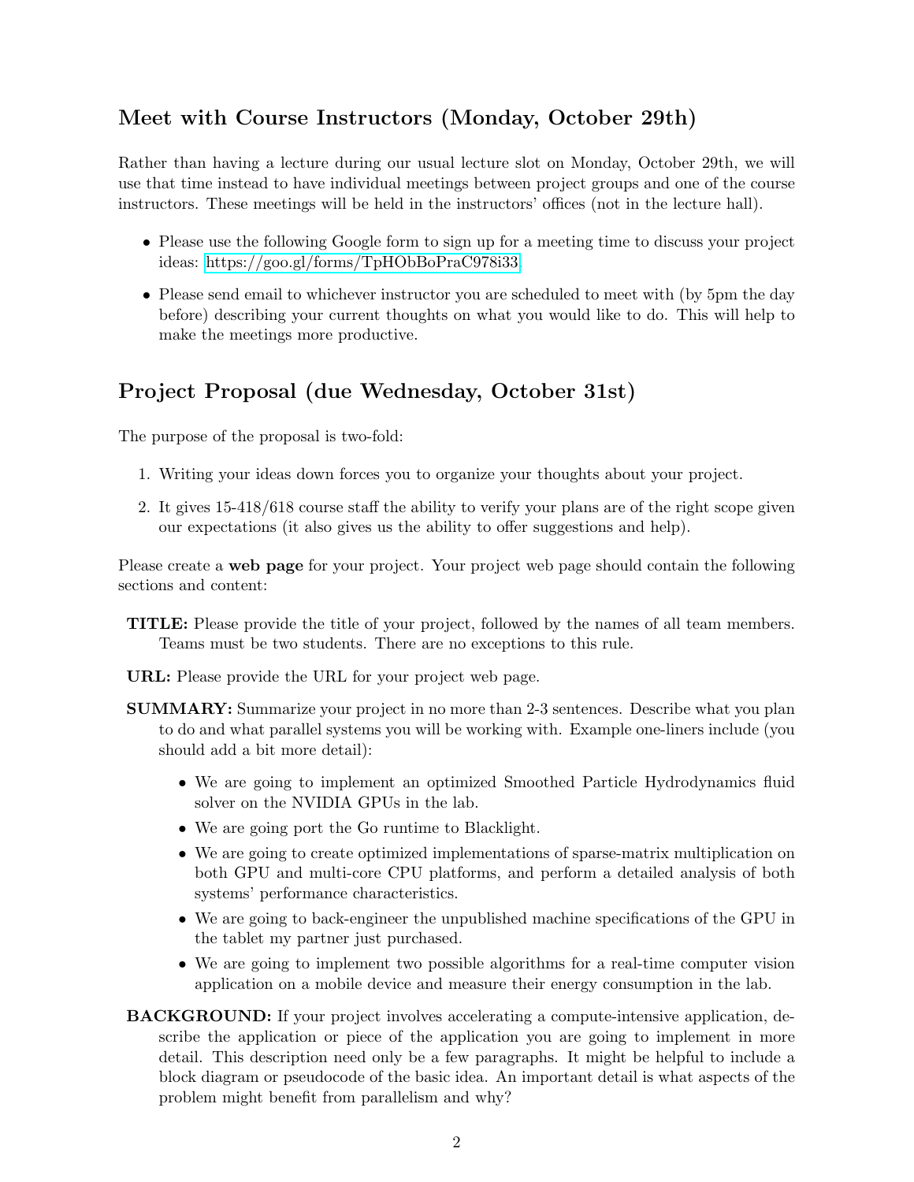## Meet with Course Instructors (Monday, October 29th)

Rather than having a lecture during our usual lecture slot on Monday, October 29th, we will use that time instead to have individual meetings between project groups and one of the course instructors. These meetings will be held in the instructors' offices (not in the lecture hall).

- Please use the following Google form to sign up for a meeting time to discuss your project ideas: https://goo.gl/forms/TpHObBoPraC978i33.
- Please send email to whichever instructor you are scheduled to meet with (by 5pm the day before) describing your current thoughts on what you would like to do. This will help to make the meetings more productive.

## Project Proposal (due Wednesday, October 31st)

The purpose of the proposal is two-fold:

1. Writing your ideas down forces you to organize your thoughts about your project.
2. It gives 15-418/618 course staff the ability to verify your plans are of the right scope given our expectations (it also gives us the ability to offer suggestions and help).

Please create a **web page** for your project. Your project web page should contain the following sections and content:

**TITLE:** Please provide the title of your project, followed by the names of all team members. Teams must be two students. There are no exceptions to this rule.

**URL:** Please provide the URL for your project web page.

**SUMMARY:** Summarize your project in no more than 2-3 sentences. Describe what you plan to do and what parallel systems you will be working with. Example one-liners include (you should add a bit more detail):

- We are going to implement an optimized Smoothed Particle Hydrodynamics fluid solver on the NVIDIA GPUs in the lab.
- We are going port the Go runtime to Blacklight.
- We are going to create optimized implementations of sparse-matrix multiplication on both GPU and multi-core CPU platforms, and perform a detailed analysis of both systems' performance characteristics.
- We are going to back-engineer the unpublished machine specifications of the GPU in the tablet my partner just purchased.
- We are going to implement two possible algorithms for a real-time computer vision application on a mobile device and measure their energy consumption in the lab.

**BACKGROUND:** If your project involves accelerating a compute-intensive application, describe the application or piece of the application you are going to implement in more detail. This description need only be a few paragraphs. It might be helpful to include a block diagram or pseudocode of the basic idea. An important detail is what aspects of the problem might benefit from parallelism and why?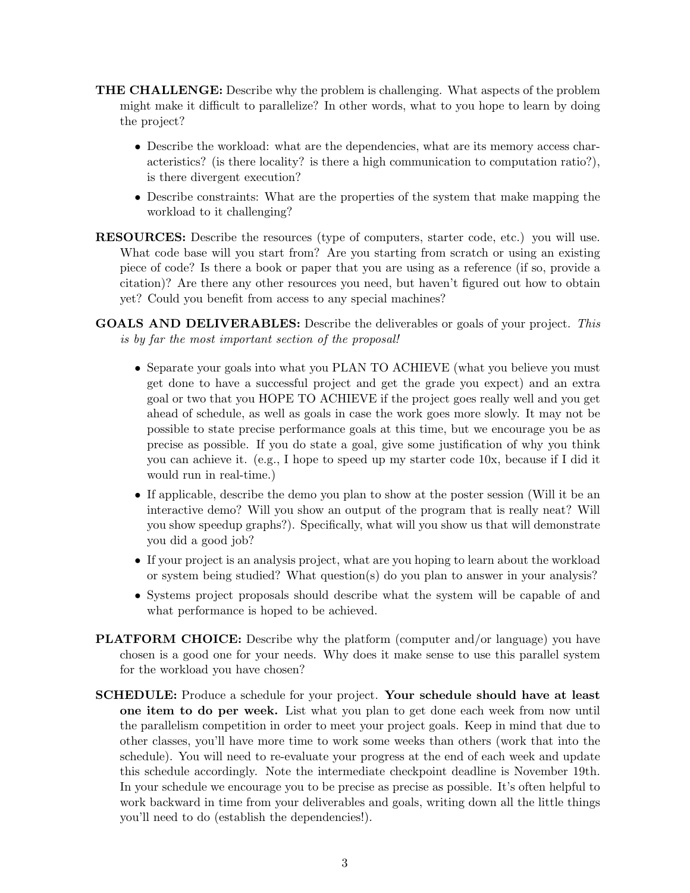**THE CHALLENGE:** Describe why the problem is challenging. What aspects of the problem might make it difficult to parallelize? In other words, what to you hope to learn by doing the project?

- Describe the workload: what are the dependencies, what are its memory access characteristics? (is there locality? is there a high communication to computation ratio?), is there divergent execution?
- Describe constraints: What are the properties of the system that make mapping the workload to it challenging?

**RESOURCES:** Describe the resources (type of computers, starter code, etc.) you will use. What code base will you start from? Are you starting from scratch or using an existing piece of code? Is there a book or paper that you are using as a reference (if so, provide a citation)? Are there any other resources you need, but haven't figured out how to obtain yet? Could you benefit from access to any special machines?

**GOALS AND DELIVERABLES:** Describe the deliverables or goals of your project. *This is by far the most important section of the proposal!*

- Separate your goals into what you PLAN TO ACHIEVE (what you believe you must get done to have a successful project and get the grade you expect) and an extra goal or two that you HOPE TO ACHIEVE if the project goes really well and you get ahead of schedule, as well as goals in case the work goes more slowly. It may not be possible to state precise performance goals at this time, but we encourage you be as precise as possible. If you do state a goal, give some justification of why you think you can achieve it. (e.g., I hope to speed up my starter code 10x, because if I did it would run in real-time.)
- If applicable, describe the demo you plan to show at the poster session (Will it be an interactive demo? Will you show an output of the program that is really neat? Will you show speedup graphs?). Specifically, what will you show us that will demonstrate you did a good job?
- If your project is an analysis project, what are you hoping to learn about the workload or system being studied? What question(s) do you plan to answer in your analysis?
- Systems project proposals should describe what the system will be capable of and what performance is hoped to be achieved.

**PLATFORM CHOICE:** Describe why the platform (computer and/or language) you have chosen is a good one for your needs. Why does it make sense to use this parallel system for the workload you have chosen?

**SCHEDULE:** Produce a schedule for your project. **Your schedule should have at least one item to do per week.** List what you plan to get done each week from now until the parallelism competition in order to meet your project goals. Keep in mind that due to other classes, you'll have more time to work some weeks than others (work that into the schedule). You will need to re-evaluate your progress at the end of each week and update this schedule accordingly. Note the intermediate checkpoint deadline is November 19th. In your schedule we encourage you to be precise as precise as possible. It's often helpful to work backward in time from your deliverables and goals, writing down all the little things you'll need to do (establish the dependencies!).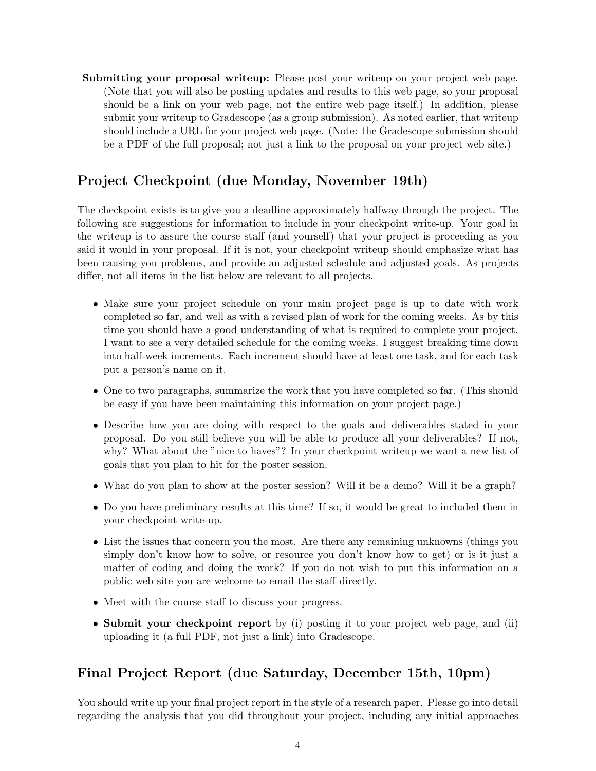**Submitting your proposal writeup:** Please post your writeup on your project web page. (Note that you will also be posting updates and results to this web page, so your proposal should be a link on your web page, not the entire web page itself.) In addition, please submit your writeup to Gradescope (as a group submission). As noted earlier, that writeup should include a URL for your project web page. (Note: the Gradescope submission should be a PDF of the full proposal; not just a link to the proposal on your project web site.)

## Project Checkpoint (due Monday, November 19th)

The checkpoint exists is to give you a deadline approximately halfway through the project. The following are suggestions for information to include in your checkpoint write-up. Your goal in the writeup is to assure the course staff (and yourself) that your project is proceeding as you said it would in your proposal. If it is not, your checkpoint writeup should emphasize what has been causing you problems, and provide an adjusted schedule and adjusted goals. As projects differ, not all items in the list below are relevant to all projects.

- Make sure your project schedule on your main project page is up to date with work completed so far, and well as with a revised plan of work for the coming weeks. As by this time you should have a good understanding of what is required to complete your project, I want to see a very detailed schedule for the coming weeks. I suggest breaking time down into half-week increments. Each increment should have at least one task, and for each task put a person's name on it.
- One to two paragraphs, summarize the work that you have completed so far. (This should be easy if you have been maintaining this information on your project page.)
- Describe how you are doing with respect to the goals and deliverables stated in your proposal. Do you still believe you will be able to produce all your deliverables? If not, why? What about the "nice to haves"? In your checkpoint writeup we want a new list of goals that you plan to hit for the poster session.
- What do you plan to show at the poster session? Will it be a demo? Will it be a graph?
- Do you have preliminary results at this time? If so, it would be great to included them in your checkpoint write-up.
- List the issues that concern you the most. Are there any remaining unknowns (things you simply don't know how to solve, or resource you don't know how to get) or is it just a matter of coding and doing the work? If you do not wish to put this information on a public web site you are welcome to email the staff directly.
- Meet with the course staff to discuss your progress.
- **Submit your checkpoint report** by (i) posting it to your project web page, and (ii) uploading it (a full PDF, not just a link) into Gradescope.

## Final Project Report (due Saturday, December 15th, 10pm)

You should write up your final project report in the style of a research paper. Please go into detail regarding the analysis that you did throughout your project, including any initial approaches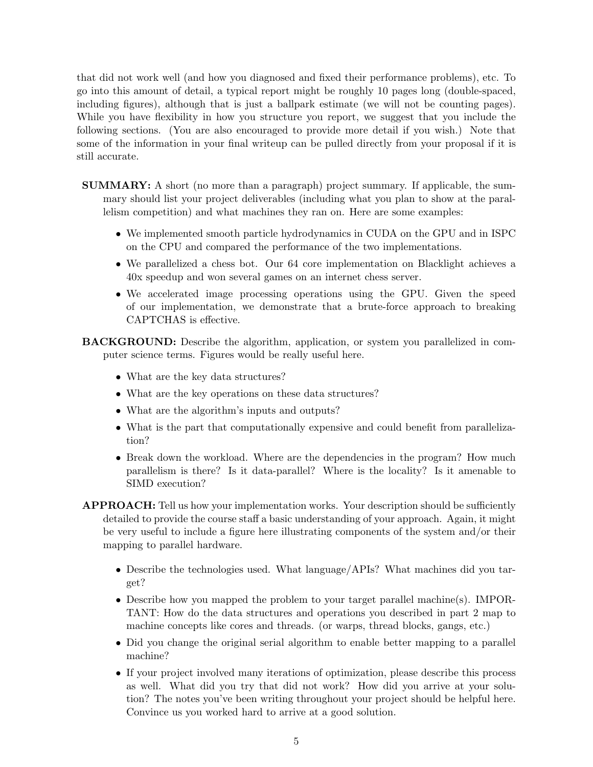that did not work well (and how you diagnosed and fixed their performance problems), etc. To go into this amount of detail, a typical report might be roughly 10 pages long (double-spaced, including figures), although that is just a ballpark estimate (we will not be counting pages). While you have flexibility in how you structure you report, we suggest that you include the following sections. (You are also encouraged to provide more detail if you wish.) Note that some of the information in your final writeup can be pulled directly from your proposal if it is still accurate.

**SUMMARY:** A short (no more than a paragraph) project summary. If applicable, the summary should list your project deliverables (including what you plan to show at the parallelism competition) and what machines they ran on. Here are some examples:

- We implemented smooth particle hydrodynamics in CUDA on the GPU and in ISPC on the CPU and compared the performance of the two implementations.
- We parallelized a chess bot. Our 64 core implementation on Blacklight achieves a 40x speedup and won several games on an internet chess server.
- We accelerated image processing operations using the GPU. Given the speed of our implementation, we demonstrate that a brute-force approach to breaking CAPTCHAS is effective.

**BACKGROUND:** Describe the algorithm, application, or system you parallelized in computer science terms. Figures would be really useful here.

- What are the key data structures?
- What are the key operations on these data structures?
- What are the algorithm's inputs and outputs?
- What is the part that computationally expensive and could benefit from parallelization?
- Break down the workload. Where are the dependencies in the program? How much parallelism is there? Is it data-parallel? Where is the locality? Is it amenable to SIMD execution?

**APPROACH:** Tell us how your implementation works. Your description should be sufficiently detailed to provide the course staff a basic understanding of your approach. Again, it might be very useful to include a figure here illustrating components of the system and/or their mapping to parallel hardware.

- Describe the technologies used. What language/APIs? What machines did you target?
- Describe how you mapped the problem to your target parallel machine(s). IMPORTANT: How do the data structures and operations you described in part 2 map to machine concepts like cores and threads. (or warps, thread blocks, gangs, etc.)
- Did you change the original serial algorithm to enable better mapping to a parallel machine?
- If your project involved many iterations of optimization, please describe this process as well. What did you try that did not work? How did you arrive at your solution? The notes you've been writing throughout your project should be helpful here. Convince us you worked hard to arrive at a good solution.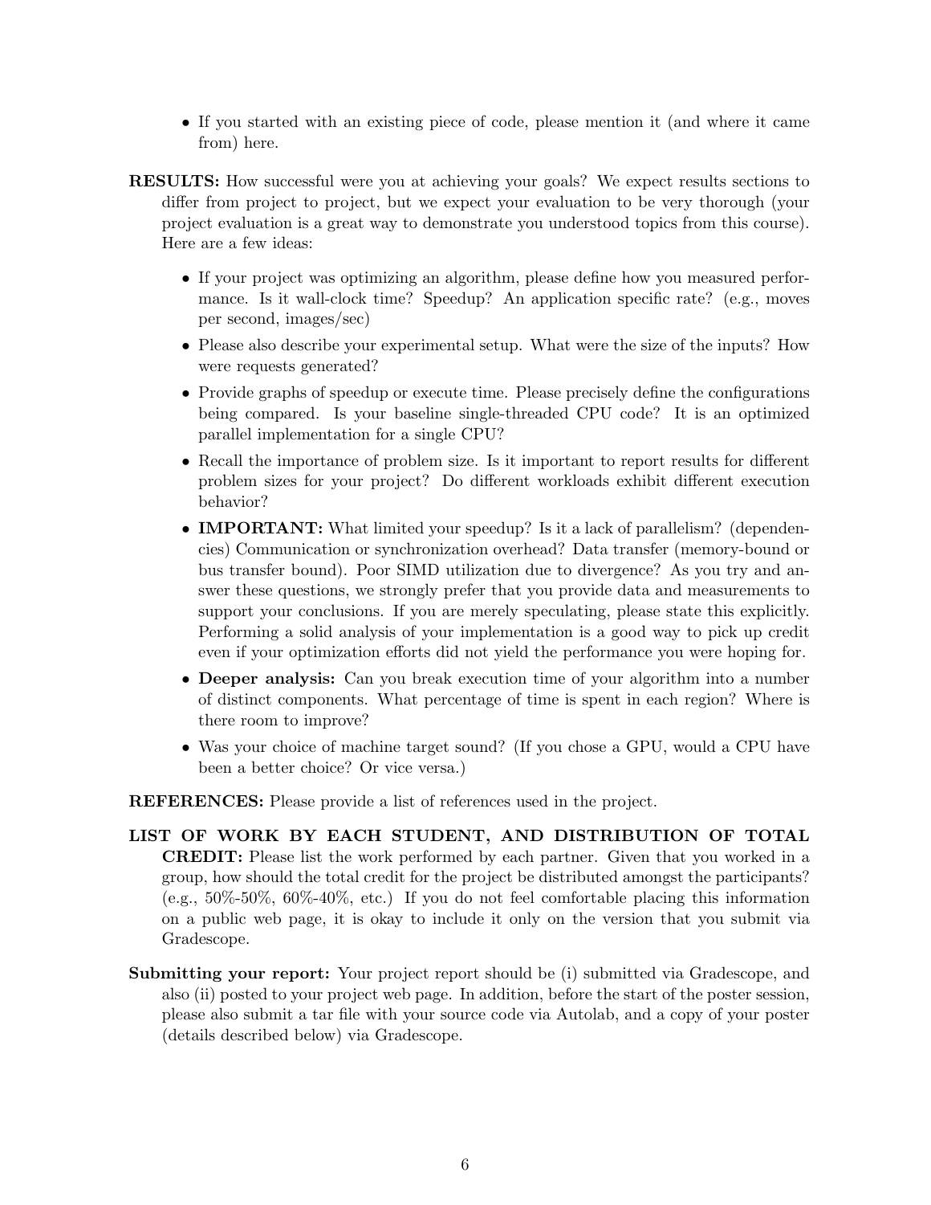- If you started with an existing piece of code, please mention it (and where it came from) here.

**RESULTS:** How successful were you at achieving your goals? We expect results sections to differ from project to project, but we expect your evaluation to be very thorough (your project evaluation is a great way to demonstrate you understood topics from this course). Here are a few ideas:

- If your project was optimizing an algorithm, please define how you measured performance. Is it wall-clock time? Speedup? An application specific rate? (e.g., moves per second, images/sec)
- Please also describe your experimental setup. What were the size of the inputs? How were requests generated?
- Provide graphs of speedup or execute time. Please precisely define the configurations being compared. Is your baseline single-threaded CPU code? It is an optimized parallel implementation for a single CPU?
- Recall the importance of problem size. Is it important to report results for different problem sizes for your project? Do different workloads exhibit different execution behavior?
- **IMPORTANT:** What limited your speedup? Is it a lack of parallelism? (dependencies) Communication or synchronization overhead? Data transfer (memory-bound or bus transfer bound). Poor SIMD utilization due to divergence? As you try and answer these questions, we strongly prefer that you provide data and measurements to support your conclusions. If you are merely speculating, please state this explicitly. Performing a solid analysis of your implementation is a good way to pick up credit even if your optimization efforts did not yield the performance you were hoping for.
- **Deeper analysis:** Can you break execution time of your algorithm into a number of distinct components. What percentage of time is spent in each region? Where is there room to improve?
- Was your choice of machine target sound? (If you chose a GPU, would a CPU have been a better choice? Or vice versa.)

**REFERENCES:** Please provide a list of references used in the project.

**LIST OF WORK BY EACH STUDENT, AND DISTRIBUTION OF TOTAL CREDIT:** Please list the work performed by each partner. Given that you worked in a group, how should the total credit for the project be distributed amongst the participants? (e.g., 50%-50%, 60%-40%, etc.) If you do not feel comfortable placing this information on a public web page, it is okay to include it only on the version that you submit via Gradescope.

**Submitting your report:** Your project report should be (i) submitted via Gradescope, and also (ii) posted to your project web page. In addition, before the start of the poster session, please also submit a tar file with your source code via Autolab, and a copy of your poster (details described below) via Gradescope.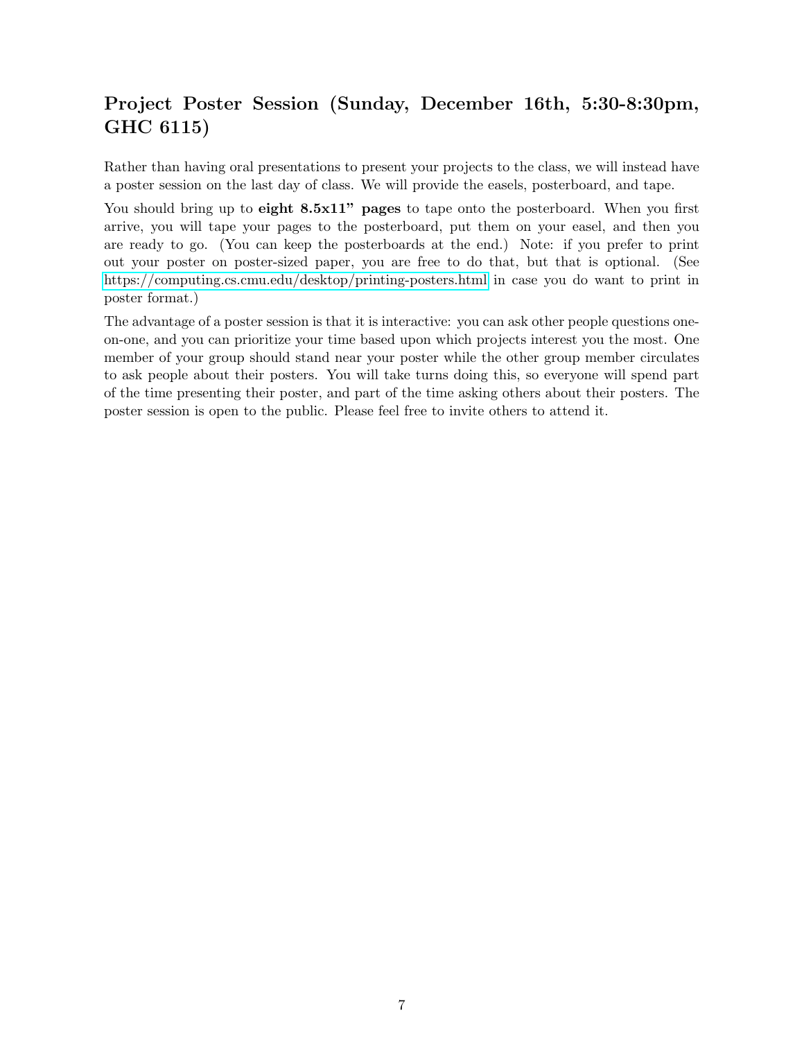## Project Poster Session (Sunday, December 16th, 5:30-8:30pm, GHC 6115)

Rather than having oral presentations to present your projects to the class, we will instead have a poster session on the last day of class. We will provide the easels, posterboard, and tape.

You should bring up to **eight 8.5x11" pages** to tape onto the posterboard. When you first arrive, you will tape your pages to the posterboard, put them on your easel, and then you are ready to go. (You can keep the posterboards at the end.) Note: if you prefer to print out your poster on poster-sized paper, you are free to do that, but that is optional. (See https://computing.cs.cmu.edu/desktop/printing-posters.html in case you do want to print in poster format.)

The advantage of a poster session is that it is interactive: you can ask other people questions one-on-one, and you can prioritize your time based upon which projects interest you the most. One member of your group should stand near your poster while the other group member circulates to ask people about their posters. You will take turns doing this, so everyone will spend part of the time presenting their poster, and part of the time asking others about their posters. The poster session is open to the public. Please feel free to invite others to attend it.